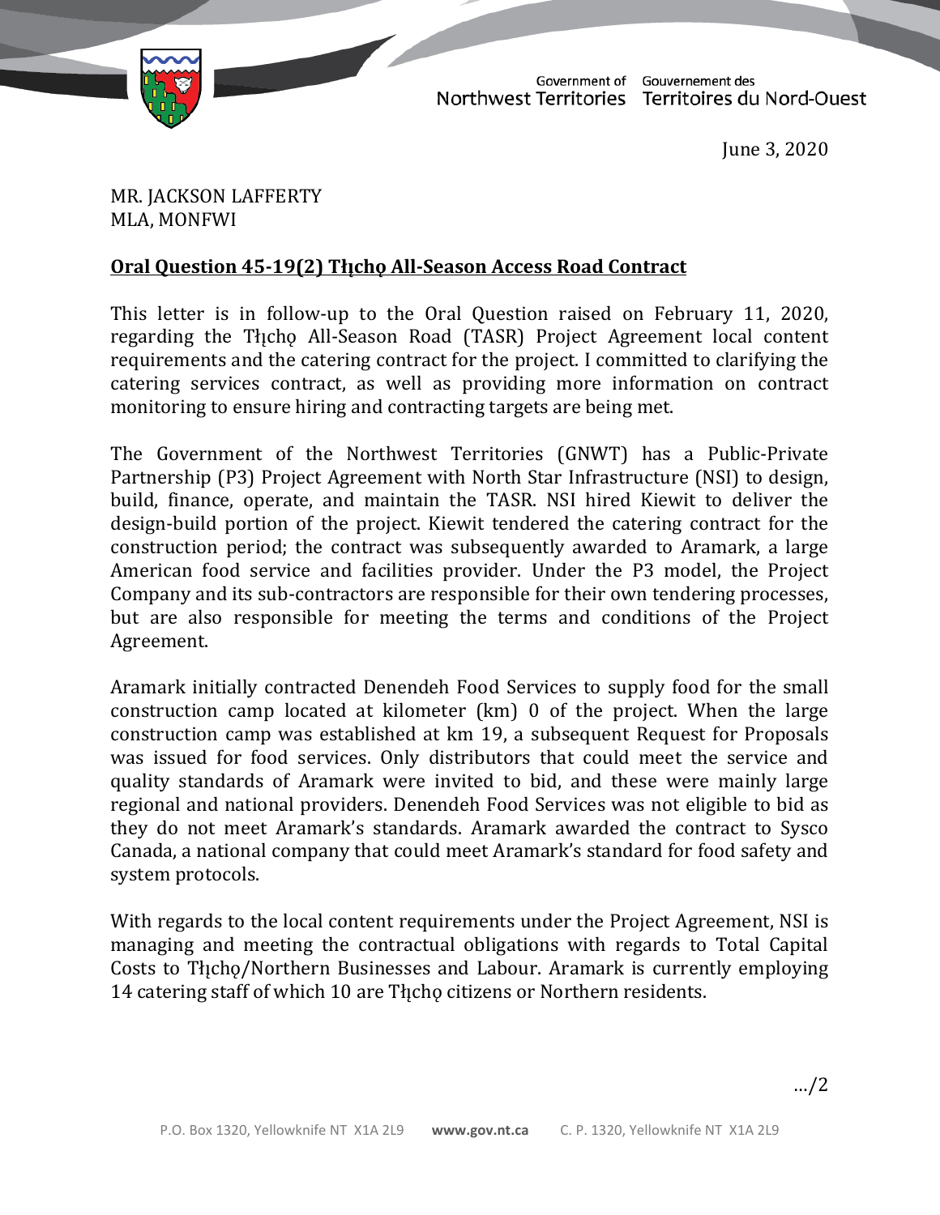Government of Northwest Territories / Gouvernement des Territoires du Nord-Ouest

June 3, 2020

MR. JACKSON LAFFERTY
MLA, MONFWI

**Oral Question 45-19(2) Tłı̨chǫ All-Season Access Road Contract**

This letter is in follow-up to the Oral Question raised on February 11, 2020, regarding the Tłı̨chǫ All-Season Road (TASR) Project Agreement local content requirements and the catering contract for the project. I committed to clarifying the catering services contract, as well as providing more information on contract monitoring to ensure hiring and contracting targets are being met.

The Government of the Northwest Territories (GNWT) has a Public-Private Partnership (P3) Project Agreement with North Star Infrastructure (NSI) to design, build, finance, operate, and maintain the TASR. NSI hired Kiewit to deliver the design-build portion of the project. Kiewit tendered the catering contract for the construction period; the contract was subsequently awarded to Aramark, a large American food service and facilities provider. Under the P3 model, the Project Company and its sub-contractors are responsible for their own tendering processes, but are also responsible for meeting the terms and conditions of the Project Agreement.

Aramark initially contracted Denendeh Food Services to supply food for the small construction camp located at kilometer (km) 0 of the project. When the large construction camp was established at km 19, a subsequent Request for Proposals was issued for food services. Only distributors that could meet the service and quality standards of Aramark were invited to bid, and these were mainly large regional and national providers. Denendeh Food Services was not eligible to bid as they do not meet Aramark's standards. Aramark awarded the contract to Sysco Canada, a national company that could meet Aramark's standard for food safety and system protocols.

With regards to the local content requirements under the Project Agreement, NSI is managing and meeting the contractual obligations with regards to Total Capital Costs to Tłı̨chǫ/Northern Businesses and Labour. Aramark is currently employing 14 catering staff of which 10 are Tłı̨chǫ citizens or Northern residents.

…/2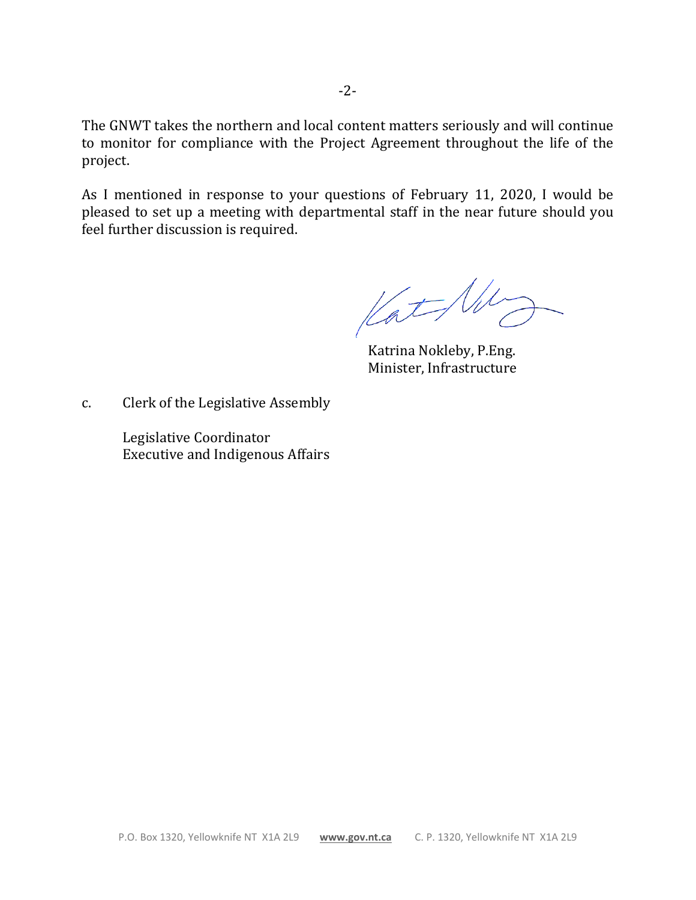The GNWT takes the northern and local content matters seriously and will continue to monitor for compliance with the Project Agreement throughout the life of the project.

As I mentioned in response to your questions of February 11, 2020, I would be pleased to set up a meeting with departmental staff in the near future should you feel further discussion is required.

Katrina Nokleby, P.Eng.
Minister, Infrastructure

c. Clerk of the Legislative Assembly

Legislative Coordinator
Executive and Indigenous Affairs